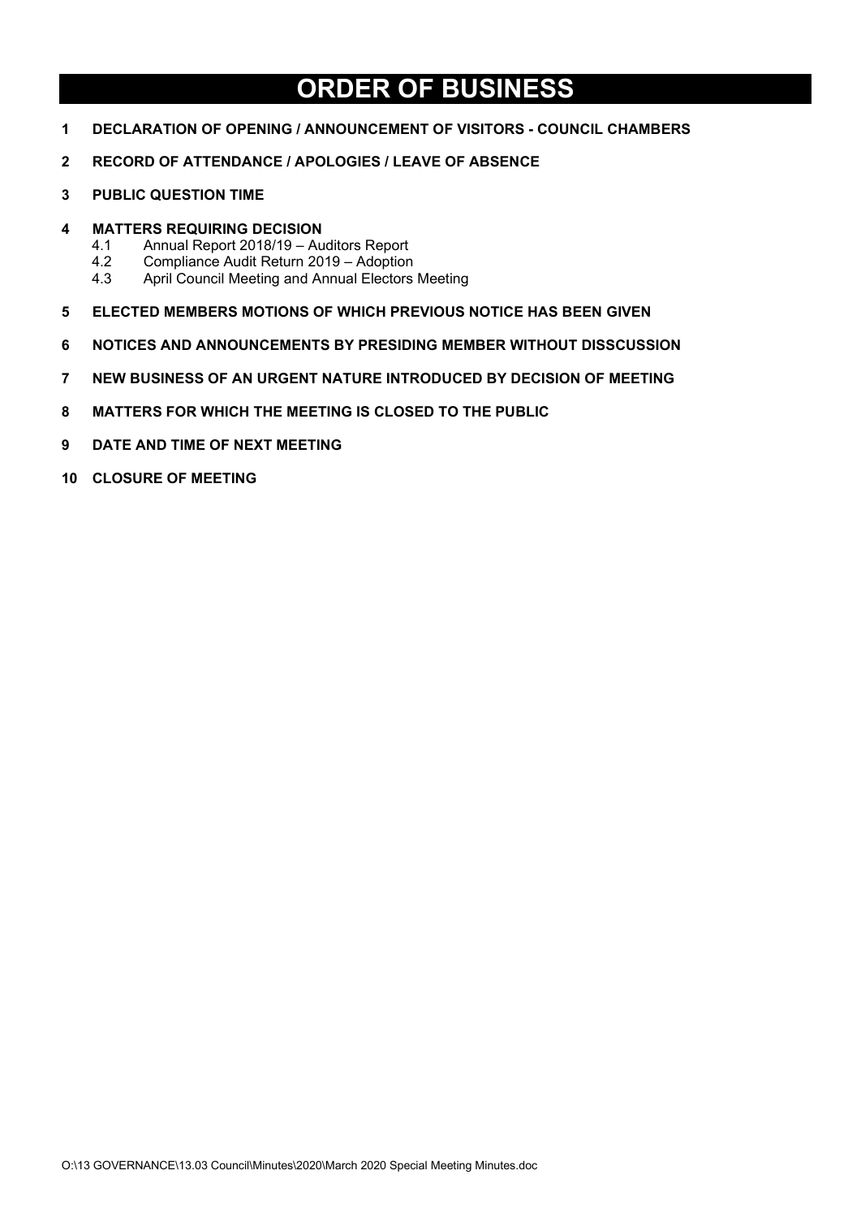# ORDER OF BUSINESS

**1 DECLARATION OF OPENING / ANNOUNCEMENT OF VISITORS - COUNCIL CHAMBERS**

**2 RECORD OF ATTENDANCE / APOLOGIES / LEAVE OF ABSENCE**

**3 PUBLIC QUESTION TIME**

**4 MATTERS REQUIRING DECISION**

- 4.1 Annual Report 2018/19 – Auditors Report
- 4.2 Compliance Audit Return 2019 – Adoption
- 4.3 April Council Meeting and Annual Electors Meeting

**5 ELECTED MEMBERS MOTIONS OF WHICH PREVIOUS NOTICE HAS BEEN GIVEN**

**6 NOTICES AND ANNOUNCEMENTS BY PRESIDING MEMBER WITHOUT DISSCUSSION**

**7 NEW BUSINESS OF AN URGENT NATURE INTRODUCED BY DECISION OF MEETING**

**8 MATTERS FOR WHICH THE MEETING IS CLOSED TO THE PUBLIC**

**9 DATE AND TIME OF NEXT MEETING**

**10 CLOSURE OF MEETING**

O:\13 GOVERNANCE\13.03 Council\Minutes\2020\March 2020 Special Meeting Minutes.doc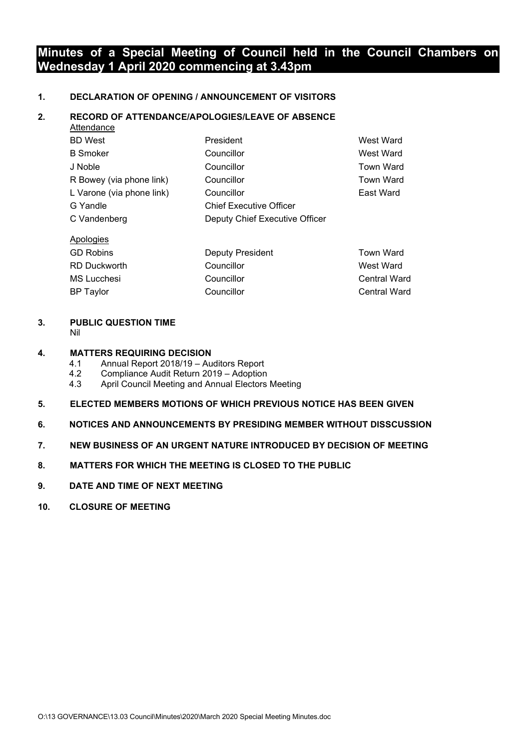# Minutes of a Special Meeting of Council held in the Council Chambers on Wednesday 1 April 2020 commencing at 3.43pm

**1. DECLARATION OF OPENING / ANNOUNCEMENT OF VISITORS**

**2. RECORD OF ATTENDANCE/APOLOGIES/LEAVE OF ABSENCE**

Attendance

| | | |
|---|---|---|
| BD West | President | West Ward |
| B Smoker | Councillor | West Ward |
| J Noble | Councillor | Town Ward |
| R Bowey (via phone link) | Councillor | Town Ward |
| L Varone (via phone link) | Councillor | East Ward |
| G Yandle | Chief Executive Officer | |
| C Vandenberg | Deputy Chief Executive Officer | |

Apologies

| | | |
|---|---|---|
| GD Robins | Deputy President | Town Ward |
| RD Duckworth | Councillor | West Ward |
| MS Lucchesi | Councillor | Central Ward |
| BP Taylor | Councillor | Central Ward |

**3. PUBLIC QUESTION TIME**

Nil

**4. MATTERS REQUIRING DECISION**

4.1 Annual Report 2018/19 – Auditors Report
4.2 Compliance Audit Return 2019 – Adoption
4.3 April Council Meeting and Annual Electors Meeting

**5. ELECTED MEMBERS MOTIONS OF WHICH PREVIOUS NOTICE HAS BEEN GIVEN**

**6. NOTICES AND ANNOUNCEMENTS BY PRESIDING MEMBER WITHOUT DISSCUSSION**

**7. NEW BUSINESS OF AN URGENT NATURE INTRODUCED BY DECISION OF MEETING**

**8. MATTERS FOR WHICH THE MEETING IS CLOSED TO THE PUBLIC**

**9. DATE AND TIME OF NEXT MEETING**

**10. CLOSURE OF MEETING**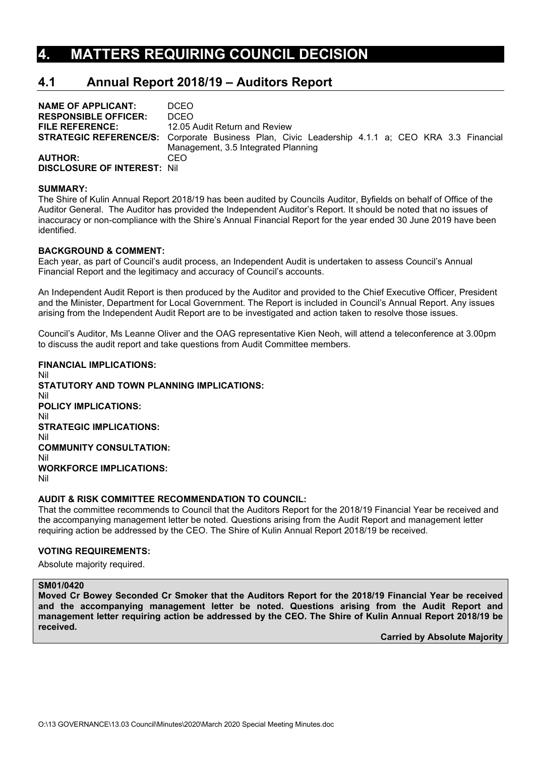# 4. MATTERS REQUIRING COUNCIL DECISION

## 4.1 Annual Report 2018/19 – Auditors Report

**NAME OF APPLICANT:** DCEO
**RESPONSIBLE OFFICER:** DCEO
**FILE REFERENCE:** 12.05 Audit Return and Review
**STRATEGIC REFERENCE/S:** Corporate Business Plan, Civic Leadership 4.1.1 a; CEO KRA 3.3 Financial Management, 3.5 Integrated Planning
**AUTHOR:** CEO
**DISCLOSURE OF INTEREST:** Nil

**SUMMARY:**
The Shire of Kulin Annual Report 2018/19 has been audited by Councils Auditor, Byfields on behalf of Office of the Auditor General. The Auditor has provided the Independent Auditor's Report. It should be noted that no issues of inaccuracy or non-compliance with the Shire's Annual Financial Report for the year ended 30 June 2019 have been identified.

**BACKGROUND & COMMENT:**
Each year, as part of Council's audit process, an Independent Audit is undertaken to assess Council's Annual Financial Report and the legitimacy and accuracy of Council's accounts.

An Independent Audit Report is then produced by the Auditor and provided to the Chief Executive Officer, President and the Minister, Department for Local Government. The Report is included in Council's Annual Report. Any issues arising from the Independent Audit Report are to be investigated and action taken to resolve those issues.

Council's Auditor, Ms Leanne Oliver and the OAG representative Kien Neoh, will attend a teleconference at 3.00pm to discuss the audit report and take questions from Audit Committee members.

**FINANCIAL IMPLICATIONS:**
Nil
**STATUTORY AND TOWN PLANNING IMPLICATIONS:**
Nil
**POLICY IMPLICATIONS:**
Nil
**STRATEGIC IMPLICATIONS:**
Nil
**COMMUNITY CONSULTATION:**
Nil
**WORKFORCE IMPLICATIONS:**
Nil

**AUDIT & RISK COMMITTEE RECOMMENDATION TO COUNCIL:**
That the committee recommends to Council that the Auditors Report for the 2018/19 Financial Year be received and the accompanying management letter be noted. Questions arising from the Audit Report and management letter requiring action be addressed by the CEO. The Shire of Kulin Annual Report 2018/19 be received.

**VOTING REQUIREMENTS:**

Absolute majority required.

**SM01/0420**
**Moved Cr Bowey Seconded Cr Smoker that the Auditors Report for the 2018/19 Financial Year be received and the accompanying management letter be noted. Questions arising from the Audit Report and management letter requiring action be addressed by the CEO. The Shire of Kulin Annual Report 2018/19 be received.**

**Carried by Absolute Majority**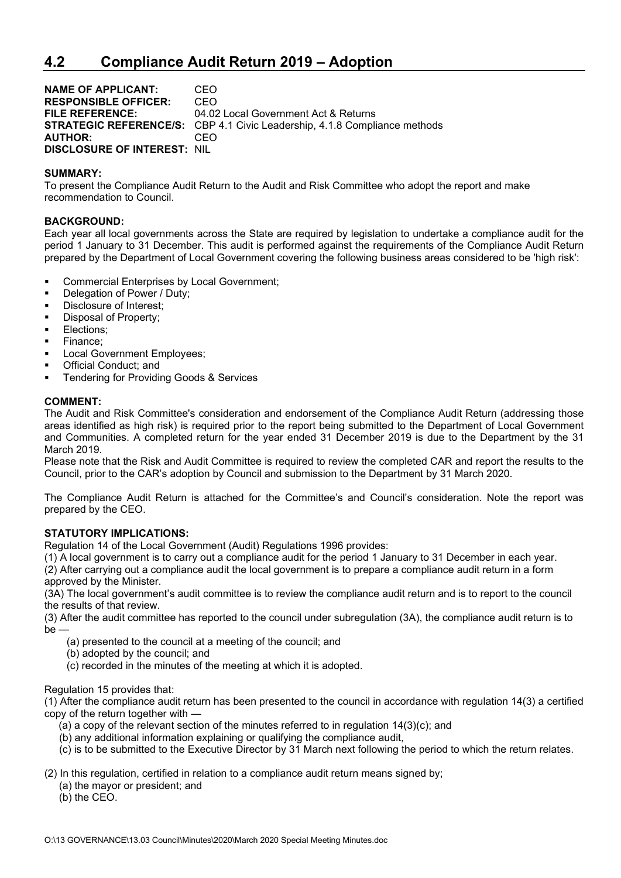## 4.2 Compliance Audit Return 2019 – Adoption

**NAME OF APPLICANT:** CEO
**RESPONSIBLE OFFICER:** CEO
**FILE REFERENCE:** 04.02 Local Government Act & Returns
**STRATEGIC REFERENCE/S:** CBP 4.1 Civic Leadership, 4.1.8 Compliance methods
**AUTHOR:** CEO
**DISCLOSURE OF INTEREST:** NIL

**SUMMARY:**
To present the Compliance Audit Return to the Audit and Risk Committee who adopt the report and make recommendation to Council.

**BACKGROUND:**
Each year all local governments across the State are required by legislation to undertake a compliance audit for the period 1 January to 31 December. This audit is performed against the requirements of the Compliance Audit Return prepared by the Department of Local Government covering the following business areas considered to be 'high risk':

- Commercial Enterprises by Local Government;
- Delegation of Power / Duty;
- Disclosure of Interest;
- Disposal of Property;
- Elections;
- Finance;
- Local Government Employees;
- Official Conduct; and
- Tendering for Providing Goods & Services

**COMMENT:**
The Audit and Risk Committee's consideration and endorsement of the Compliance Audit Return (addressing those areas identified as high risk) is required prior to the report being submitted to the Department of Local Government and Communities. A completed return for the year ended 31 December 2019 is due to the Department by the 31 March 2019.
Please note that the Risk and Audit Committee is required to review the completed CAR and report the results to the Council, prior to the CAR's adoption by Council and submission to the Department by 31 March 2020.

The Compliance Audit Return is attached for the Committee's and Council's consideration. Note the report was prepared by the CEO.

**STATUTORY IMPLICATIONS:**
Regulation 14 of the Local Government (Audit) Regulations 1996 provides:
(1) A local government is to carry out a compliance audit for the period 1 January to 31 December in each year.
(2) After carrying out a compliance audit the local government is to prepare a compliance audit return in a form approved by the Minister.
(3A) The local government's audit committee is to review the compliance audit return and is to report to the council the results of that review.
(3) After the audit committee has reported to the council under subregulation (3A), the compliance audit return is to be —

(a) presented to the council at a meeting of the council; and
(b) adopted by the council; and
(c) recorded in the minutes of the meeting at which it is adopted.

Regulation 15 provides that:
(1) After the compliance audit return has been presented to the council in accordance with regulation 14(3) a certified copy of the return together with —

(a) a copy of the relevant section of the minutes referred to in regulation 14(3)(c); and
(b) any additional information explaining or qualifying the compliance audit,
(c) is to be submitted to the Executive Director by 31 March next following the period to which the return relates.

(2) In this regulation, certified in relation to a compliance audit return means signed by;

(a) the mayor or president; and
(b) the CEO.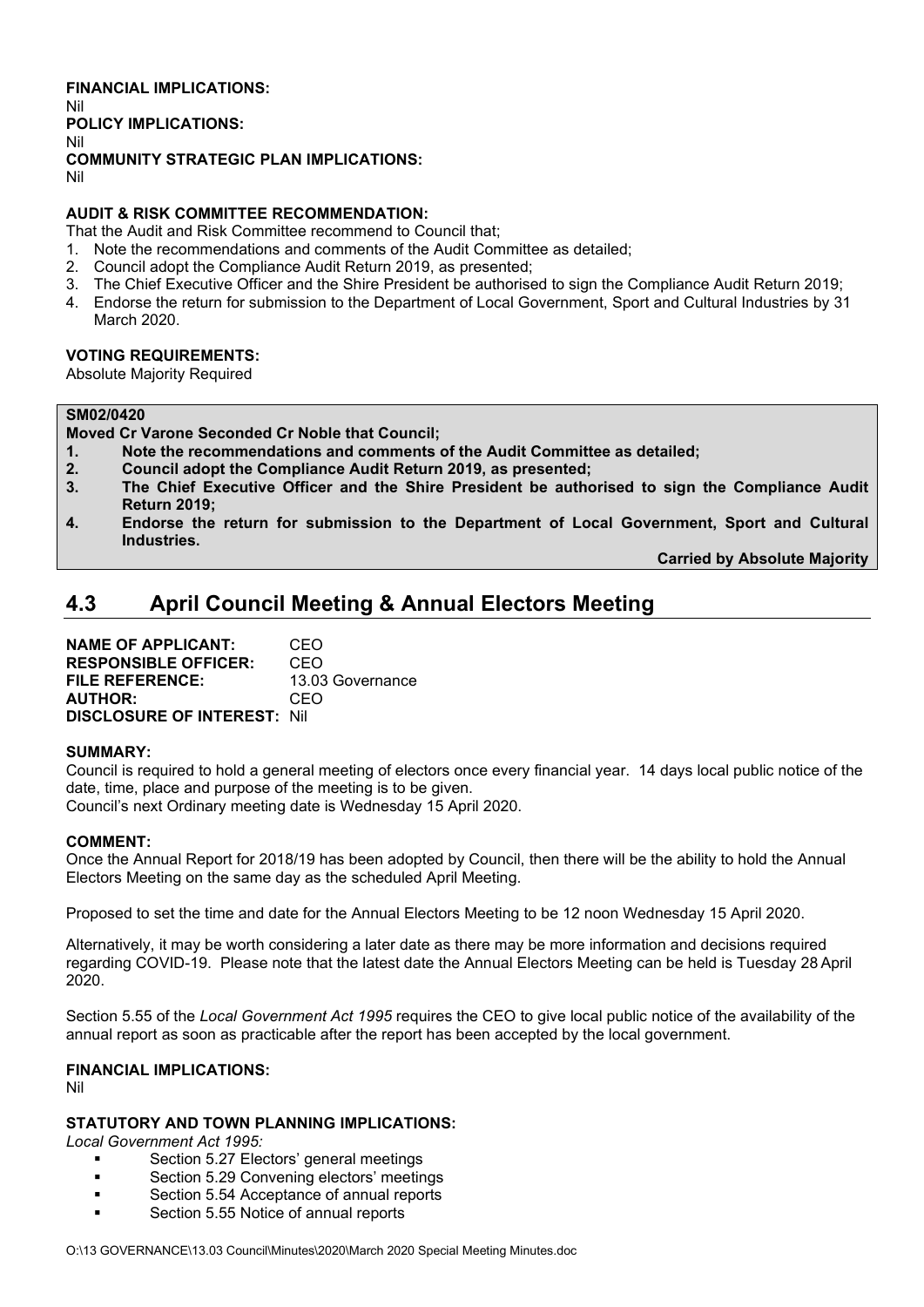**FINANCIAL IMPLICATIONS:**
Nil
**POLICY IMPLICATIONS:**
Nil
**COMMUNITY STRATEGIC PLAN IMPLICATIONS:**
Nil

**AUDIT & RISK COMMITTEE RECOMMENDATION:**
That the Audit and Risk Committee recommend to Council that;
1. Note the recommendations and comments of the Audit Committee as detailed;
2. Council adopt the Compliance Audit Return 2019, as presented;
3. The Chief Executive Officer and the Shire President be authorised to sign the Compliance Audit Return 2019;
4. Endorse the return for submission to the Department of Local Government, Sport and Cultural Industries by 31 March 2020.

**VOTING REQUIREMENTS:**
Absolute Majority Required

**SM02/0420**
**Moved Cr Varone Seconded Cr Noble that Council;**
1. **Note the recommendations and comments of the Audit Committee as detailed;**
2. **Council adopt the Compliance Audit Return 2019, as presented;**
3. **The Chief Executive Officer and the Shire President be authorised to sign the Compliance Audit Return 2019;**
4. **Endorse the return for submission to the Department of Local Government, Sport and Cultural Industries.**

**Carried by Absolute Majority**

## 4.3 April Council Meeting & Annual Electors Meeting

**NAME OF APPLICANT:** CEO
**RESPONSIBLE OFFICER:** CEO
**FILE REFERENCE:** 13.03 Governance
**AUTHOR:** CEO
**DISCLOSURE OF INTEREST:** Nil

**SUMMARY:**
Council is required to hold a general meeting of electors once every financial year. 14 days local public notice of the date, time, place and purpose of the meeting is to be given.
Council's next Ordinary meeting date is Wednesday 15 April 2020.

**COMMENT:**
Once the Annual Report for 2018/19 has been adopted by Council, then there will be the ability to hold the Annual Electors Meeting on the same day as the scheduled April Meeting.

Proposed to set the time and date for the Annual Electors Meeting to be 12 noon Wednesday 15 April 2020.

Alternatively, it may be worth considering a later date as there may be more information and decisions required regarding COVID-19. Please note that the latest date the Annual Electors Meeting can be held is Tuesday 28 April 2020.

Section 5.55 of the *Local Government Act 1995* requires the CEO to give local public notice of the availability of the annual report as soon as practicable after the report has been accepted by the local government.

**FINANCIAL IMPLICATIONS:**
Nil

**STATUTORY AND TOWN PLANNING IMPLICATIONS:**
*Local Government Act 1995:*
- Section 5.27 Electors' general meetings
- Section 5.29 Convening electors' meetings
- Section 5.54 Acceptance of annual reports
- Section 5.55 Notice of annual reports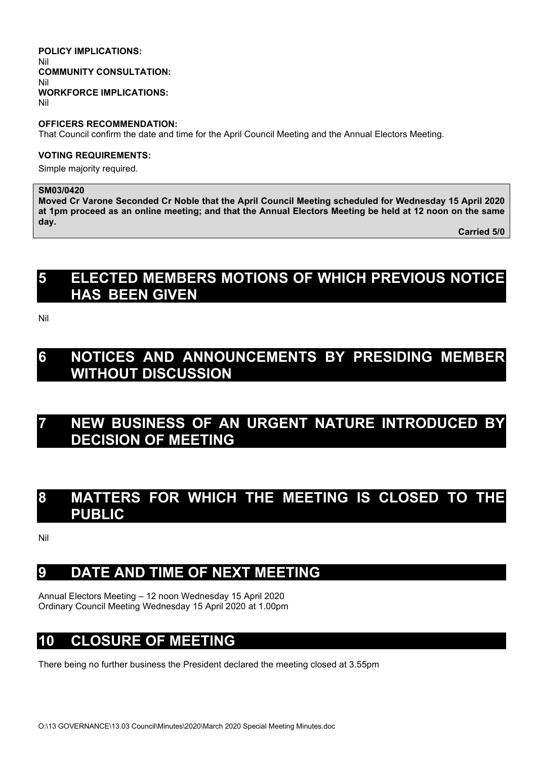**POLICY IMPLICATIONS:**
Nil
**COMMUNITY CONSULTATION:**
Nil
**WORKFORCE IMPLICATIONS:**
Nil

**OFFICERS RECOMMENDATION:**
That Council confirm the date and time for the April Council Meeting and the Annual Electors Meeting.

**VOTING REQUIREMENTS:**

Simple majority required.

**SM03/0420**
**Moved Cr Varone Seconded Cr Noble that the April Council Meeting scheduled for Wednesday 15 April 2020 at 1pm proceed as an online meeting; and that the Annual Electors Meeting be held at 12 noon on the same day.**

**Carried 5/0**

# 5 ELECTED MEMBERS MOTIONS OF WHICH PREVIOUS NOTICE HAS BEEN GIVEN

Nil

# 6 NOTICES AND ANNOUNCEMENTS BY PRESIDING MEMBER WITHOUT DISCUSSION

# 7 NEW BUSINESS OF AN URGENT NATURE INTRODUCED BY DECISION OF MEETING

# 8 MATTERS FOR WHICH THE MEETING IS CLOSED TO THE PUBLIC

Nil

# 9 DATE AND TIME OF NEXT MEETING

Annual Electors Meeting – 12 noon Wednesday 15 April 2020
Ordinary Council Meeting Wednesday 15 April 2020 at 1.00pm

# 10 CLOSURE OF MEETING

There being no further business the President declared the meeting closed at 3.55pm